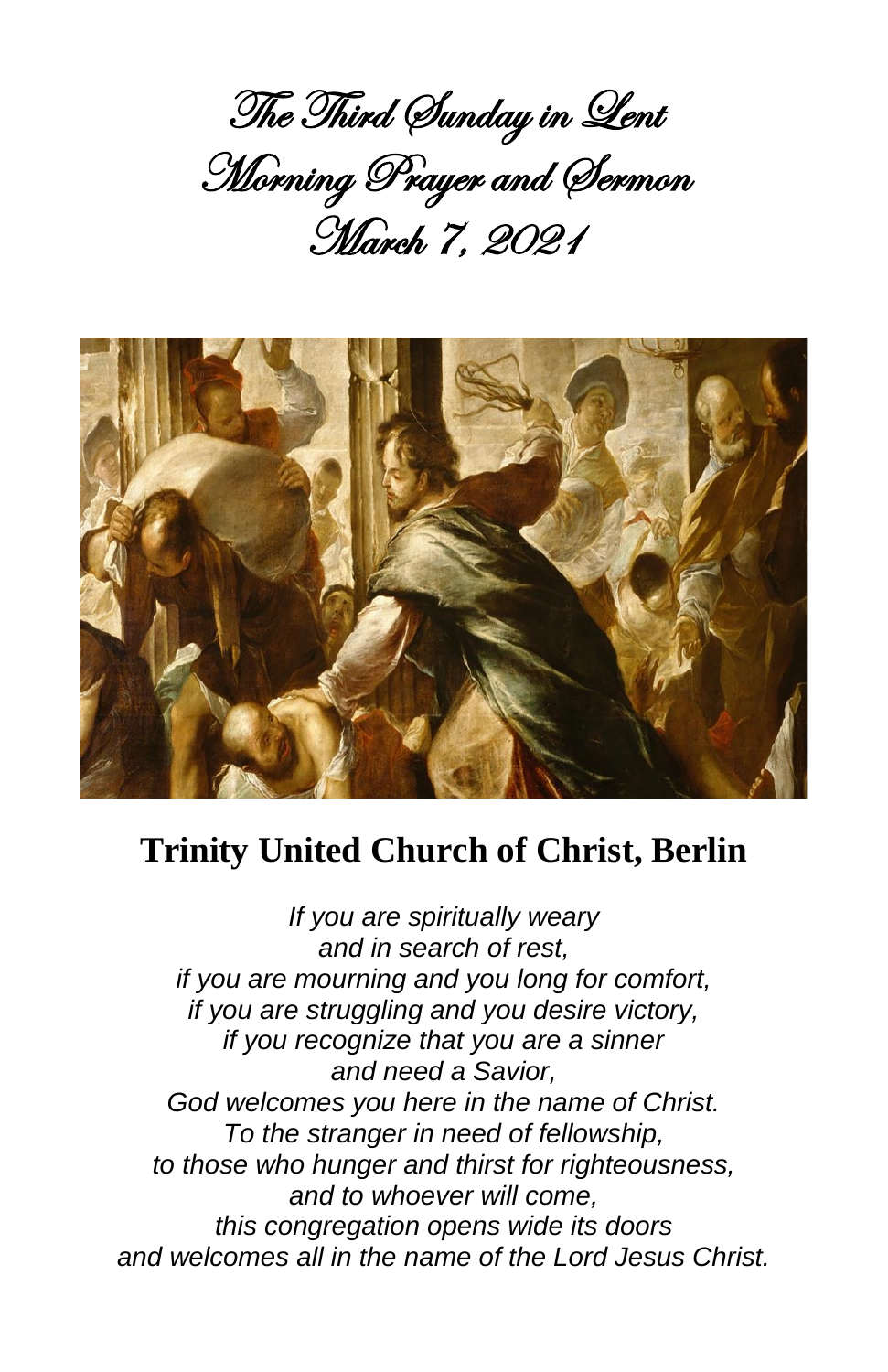# The Third Sunday in Lent
# Morning Prayer and Sermon
# March 7, 2021

## Trinity United Church of Christ, Berlin

*If you are spiritually weary*
*and in search of rest,*
*if you are mourning and you long for comfort,*
*if you are struggling and you desire victory,*
*if you recognize that you are a sinner*
*and need a Savior,*
*God welcomes you here in the name of Christ.*
*To the stranger in need of fellowship,*
*to those who hunger and thirst for righteousness,*
*and to whoever will come,*
*this congregation opens wide its doors*
*and welcomes all in the name of the Lord Jesus Christ.*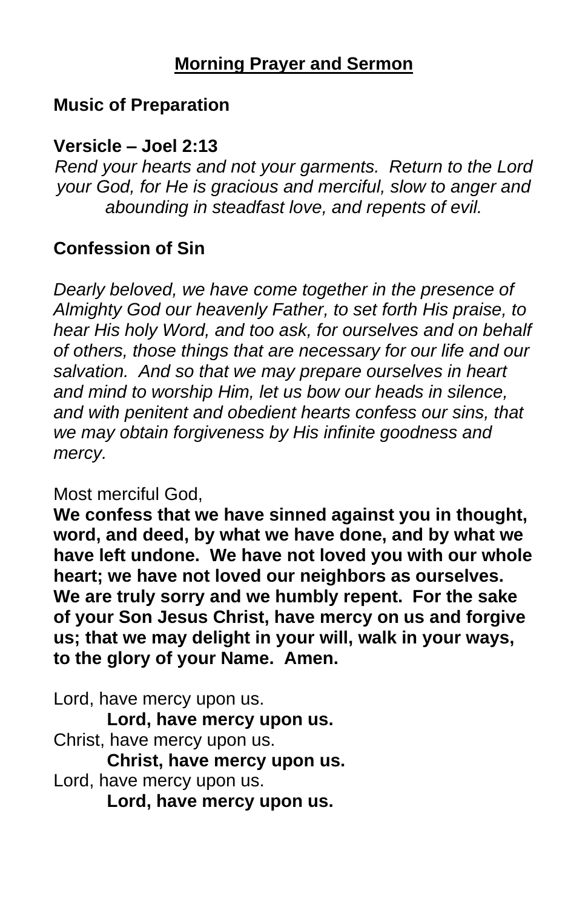## Morning Prayer and Sermon

**Music of Preparation**

**Versicle – Joel 2:13**

*Rend your hearts and not your garments. Return to the Lord your God, for He is gracious and merciful, slow to anger and abounding in steadfast love, and repents of evil.*

**Confession of Sin**

*Dearly beloved, we have come together in the presence of Almighty God our heavenly Father, to set forth His praise, to hear His holy Word, and too ask, for ourselves and on behalf of others, those things that are necessary for our life and our salvation. And so that we may prepare ourselves in heart and mind to worship Him, let us bow our heads in silence, and with penitent and obedient hearts confess our sins, that we may obtain forgiveness by His infinite goodness and mercy.*

Most merciful God,

**We confess that we have sinned against you in thought, word, and deed, by what we have done, and by what we have left undone. We have not loved you with our whole heart; we have not loved our neighbors as ourselves. We are truly sorry and we humbly repent. For the sake of your Son Jesus Christ, have mercy on us and forgive us; that we may delight in your will, walk in your ways, to the glory of your Name. Amen.**

Lord, have mercy upon us.

**Lord, have mercy upon us.**

Christ, have mercy upon us.

**Christ, have mercy upon us.**

Lord, have mercy upon us.

**Lord, have mercy upon us.**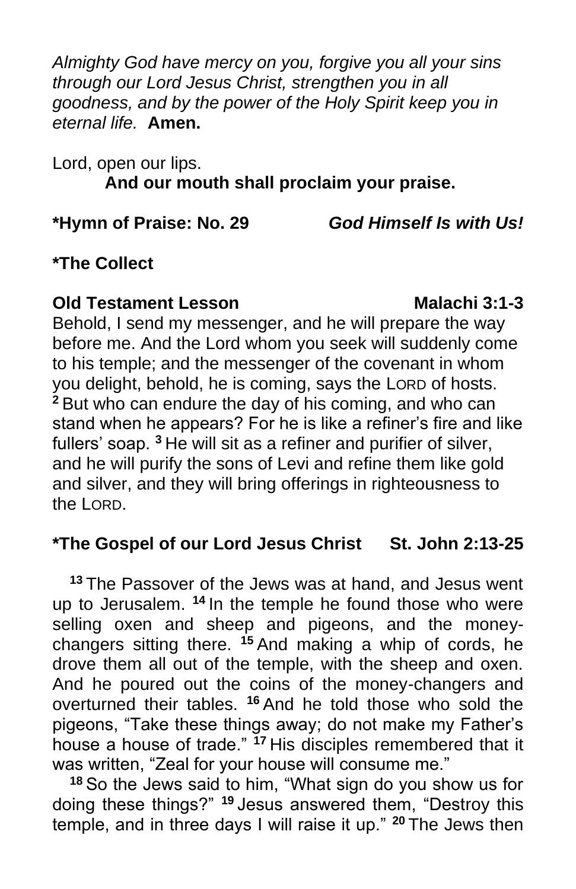*Almighty God have mercy on you, forgive you all your sins through our Lord Jesus Christ, strengthen you in all goodness, and by the power of the Holy Spirit keep you in eternal life.* **Amen.**

Lord, open our lips.

**And our mouth shall proclaim your praise.**

**\*Hymn of Praise: No. 29** ***God Himself Is with Us!***

**\*The Collect**

**Old Testament Lesson** **Malachi 3:1-3**

Behold, I send my messenger, and he will prepare the way before me. And the Lord whom you seek will suddenly come to his temple; and the messenger of the covenant in whom you delight, behold, he is coming, says the LORD of hosts. **2** But who can endure the day of his coming, and who can stand when he appears? For he is like a refiner's fire and like fullers' soap. **3** He will sit as a refiner and purifier of silver, and he will purify the sons of Levi and refine them like gold and silver, and they will bring offerings in righteousness to the LORD.

**\*The Gospel of our Lord Jesus Christ** **St. John 2:13-25**

**13** The Passover of the Jews was at hand, and Jesus went up to Jerusalem. **14** In the temple he found those who were selling oxen and sheep and pigeons, and the money-changers sitting there. **15** And making a whip of cords, he drove them all out of the temple, with the sheep and oxen. And he poured out the coins of the money-changers and overturned their tables. **16** And he told those who sold the pigeons, "Take these things away; do not make my Father's house a house of trade." **17** His disciples remembered that it was written, "Zeal for your house will consume me."

**18** So the Jews said to him, "What sign do you show us for doing these things?" **19** Jesus answered them, "Destroy this temple, and in three days I will raise it up." **20** The Jews then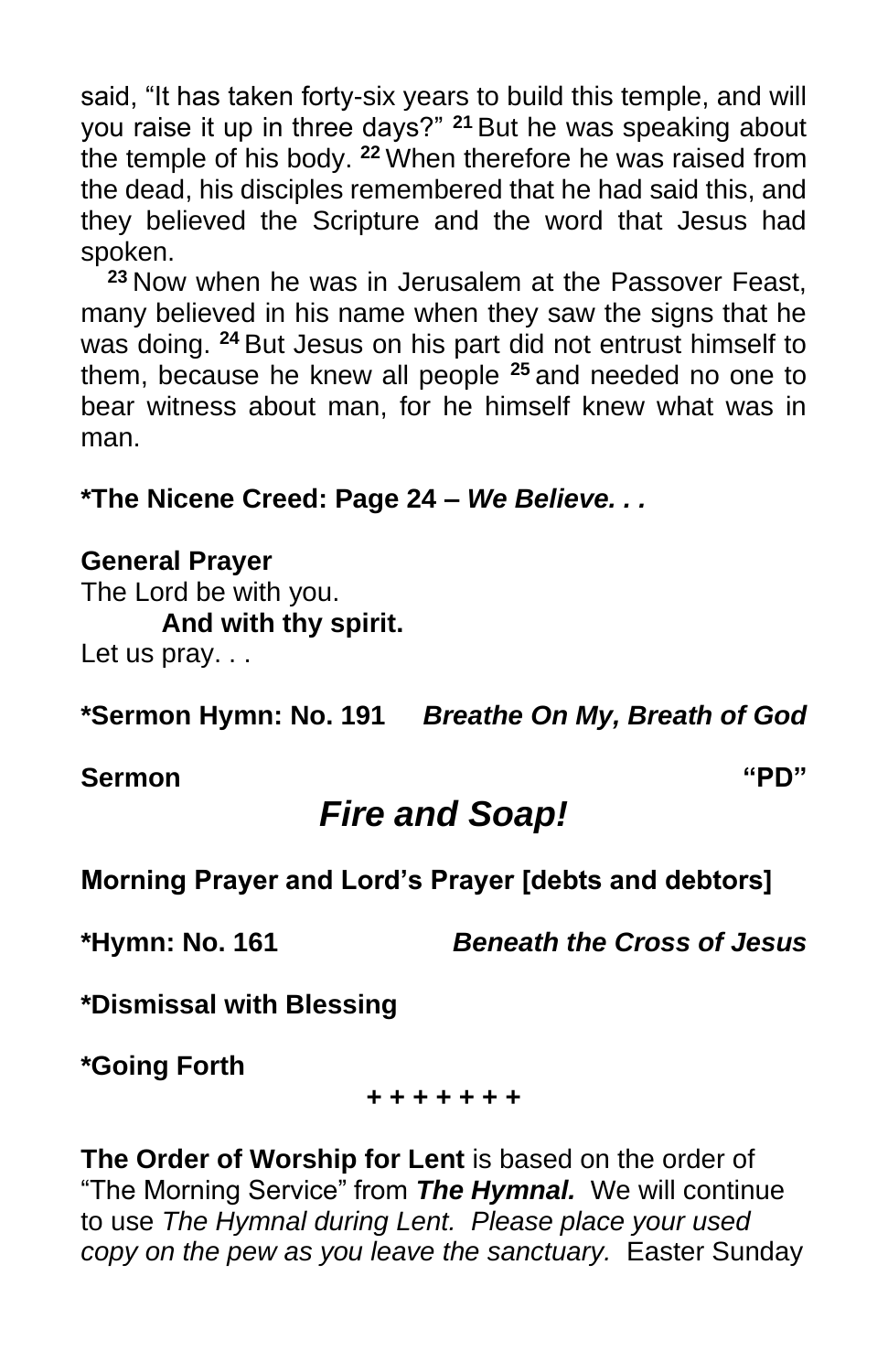said, "It has taken forty-six years to build this temple, and will you raise it up in three days?" [21] But he was speaking about the temple of his body. [22] When therefore he was raised from the dead, his disciples remembered that he had said this, and they believed the Scripture and the word that Jesus had spoken.

[23] Now when he was in Jerusalem at the Passover Feast, many believed in his name when they saw the signs that he was doing. [24] But Jesus on his part did not entrust himself to them, because he knew all people [25] and needed no one to bear witness about man, for he himself knew what was in man.

**\*The Nicene Creed: Page 24 – *We Believe. . .***

**General Prayer**

The Lord be with you.

**And with thy spirit.**

Let us pray. . .

**\*Sermon Hymn: No. 191** ***Breathe On My, Breath of God***

**Sermon** **"PD"**

## *Fire and Soap!*

**Morning Prayer and Lord's Prayer [debts and debtors]**

**\*Hymn: No. 161** ***Beneath the Cross of Jesus***

**\*Dismissal with Blessing**

**\*Going Forth**

**+ + + + + + +**

**The Order of Worship for Lent** is based on the order of "The Morning Service" from ***The Hymnal.*** We will continue to use *The Hymnal during Lent. Please place your used copy on the pew as you leave the sanctuary.* Easter Sunday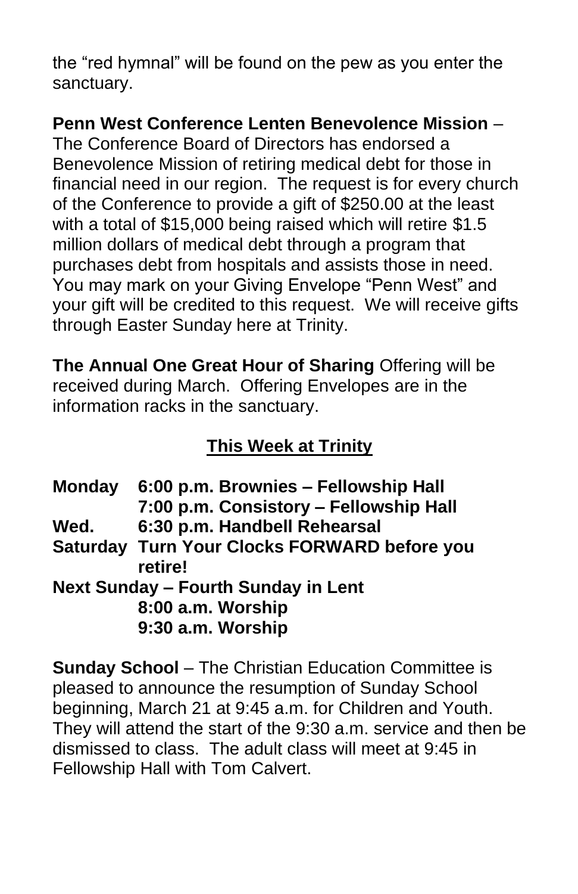the “red hymnal” will be found on the pew as you enter the sanctuary.

**Penn West Conference Lenten Benevolence Mission** – The Conference Board of Directors has endorsed a Benevolence Mission of retiring medical debt for those in financial need in our region. The request is for every church of the Conference to provide a gift of $250.00 at the least with a total of $15,000 being raised which will retire $1.5 million dollars of medical debt through a program that purchases debt from hospitals and assists those in need. You may mark on your Giving Envelope “Penn West” and your gift will be credited to this request. We will receive gifts through Easter Sunday here at Trinity.

**The Annual One Great Hour of Sharing** Offering will be received during March. Offering Envelopes are in the information racks in the sanctuary.

## This Week at Trinity

**Monday** **6:00 p.m. Brownies – Fellowship Hall**
**7:00 p.m. Consistory – Fellowship Hall**
**Wed.** **6:30 p.m. Handbell Rehearsal**
**Saturday** **Turn Your Clocks FORWARD before you retire!**
**Next Sunday – Fourth Sunday in Lent**
**8:00 a.m. Worship**
**9:30 a.m. Worship**

**Sunday School** – The Christian Education Committee is pleased to announce the resumption of Sunday School beginning, March 21 at 9:45 a.m. for Children and Youth. They will attend the start of the 9:30 a.m. service and then be dismissed to class. The adult class will meet at 9:45 in Fellowship Hall with Tom Calvert.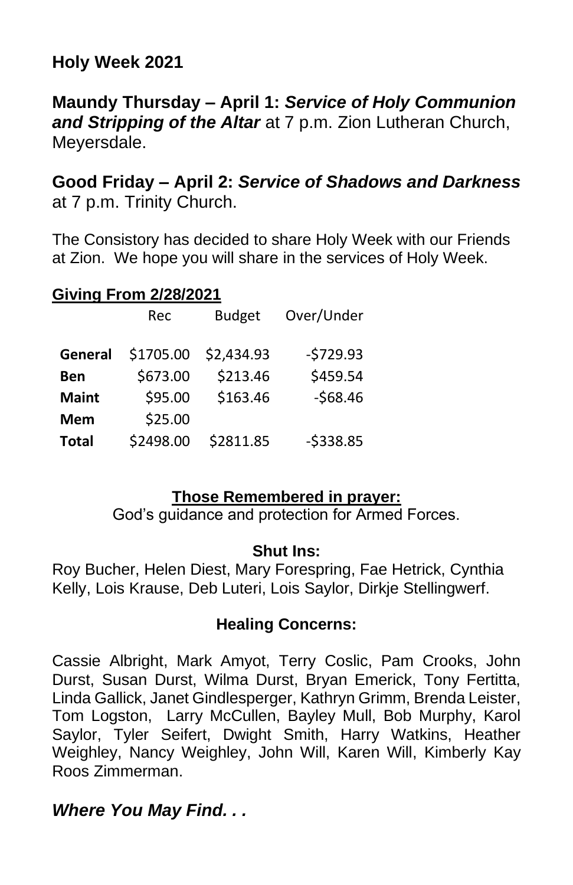## Holy Week 2021

**Maundy Thursday – April 1: *Service of Holy Communion and Stripping of the Altar*** at 7 p.m. Zion Lutheran Church, Meyersdale.

**Good Friday – April 2: *Service of Shadows and Darkness*** at 7 p.m. Trinity Church.

The Consistory has decided to share Holy Week with our Friends at Zion. We hope you will share in the services of Holy Week.

**Giving From 2/28/2021**

| | Rec | Budget | Over/Under |
|---|---|---|---|
| **General** | $1705.00 | $2,434.93 | -$729.93 |
| **Ben** | $673.00 | $213.46 | $459.54 |
| **Maint** | $95.00 | $163.46 | -$68.46 |
| **Mem** | $25.00 | | |
| **Total** | $2498.00 | $2811.85 | -$338.85 |

**Those Remembered in prayer:**

God's guidance and protection for Armed Forces.

**Shut Ins:**

Roy Bucher, Helen Diest, Mary Forespring, Fae Hetrick, Cynthia Kelly, Lois Krause, Deb Luteri, Lois Saylor, Dirkje Stellingwerf.

**Healing Concerns:**

Cassie Albright, Mark Amyot, Terry Coslic, Pam Crooks, John Durst, Susan Durst, Wilma Durst, Bryan Emerick, Tony Fertitta, Linda Gallick, Janet Gindlesperger, Kathryn Grimm, Brenda Leister, Tom Logston, Larry McCullen, Bayley Mull, Bob Murphy, Karol Saylor, Tyler Seifert, Dwight Smith, Harry Watkins, Heather Weighley, Nancy Weighley, John Will, Karen Will, Kimberly Kay Roos Zimmerman.

***Where You May Find. . .***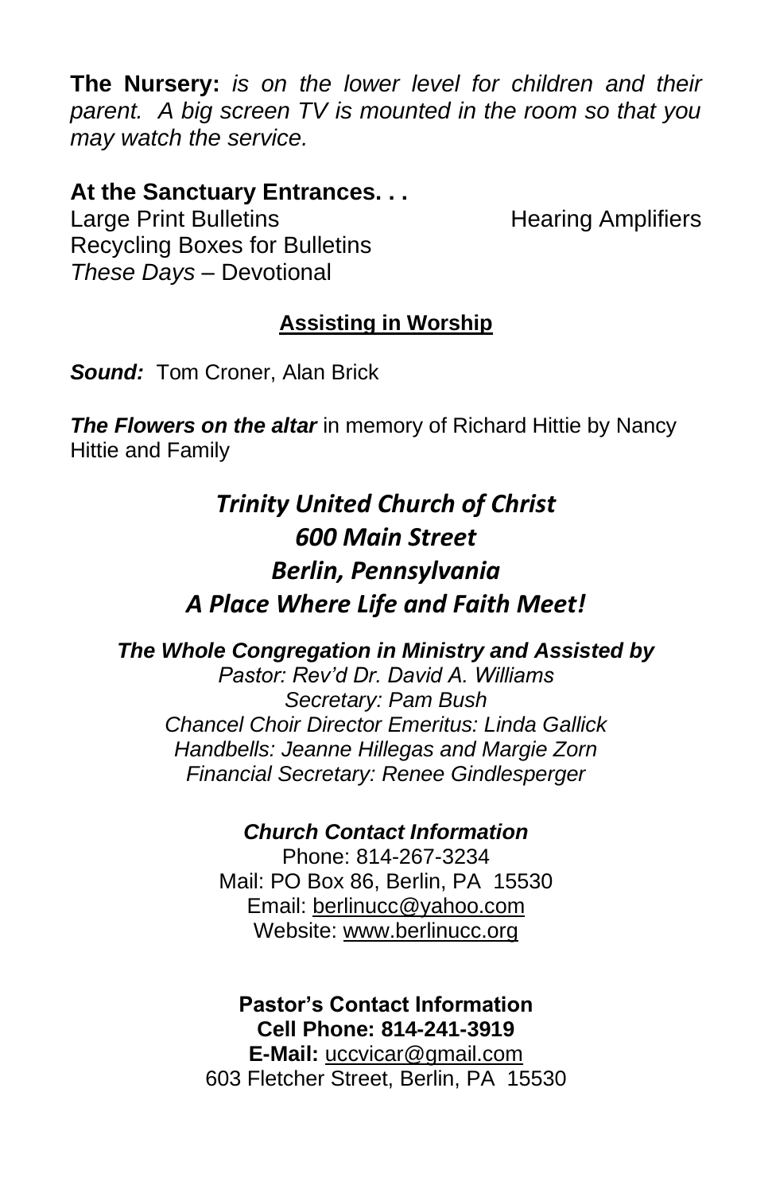**The Nursery:** *is on the lower level for children and their parent. A big screen TV is mounted in the room so that you may watch the service.*

**At the Sanctuary Entrances. . .**

Large Print Bulletins

Hearing Amplifiers

Recycling Boxes for Bulletins

*These Days* – Devotional

**Assisting in Worship**

***Sound:*** Tom Croner, Alan Brick

***The Flowers on the altar*** in memory of Richard Hittie by Nancy Hittie and Family

***Trinity United Church of Christ***
***600 Main Street***
***Berlin, Pennsylvania***
***A Place Where Life and Faith Meet!***

***The Whole Congregation in Ministry and Assisted by***

*Pastor: Rev'd Dr. David A. Williams*
*Secretary: Pam Bush*
*Chancel Choir Director Emeritus: Linda Gallick*
*Handbells: Jeanne Hillegas and Margie Zorn*
*Financial Secretary: Renee Gindlesperger*

***Church Contact Information***

Phone: 814-267-3234
Mail: PO Box 86, Berlin, PA 15530
Email: berlinucc@yahoo.com
Website: www.berlinucc.org

**Pastor's Contact Information**
**Cell Phone: 814-241-3919**
**E-Mail:** uccvicar@gmail.com
603 Fletcher Street, Berlin, PA 15530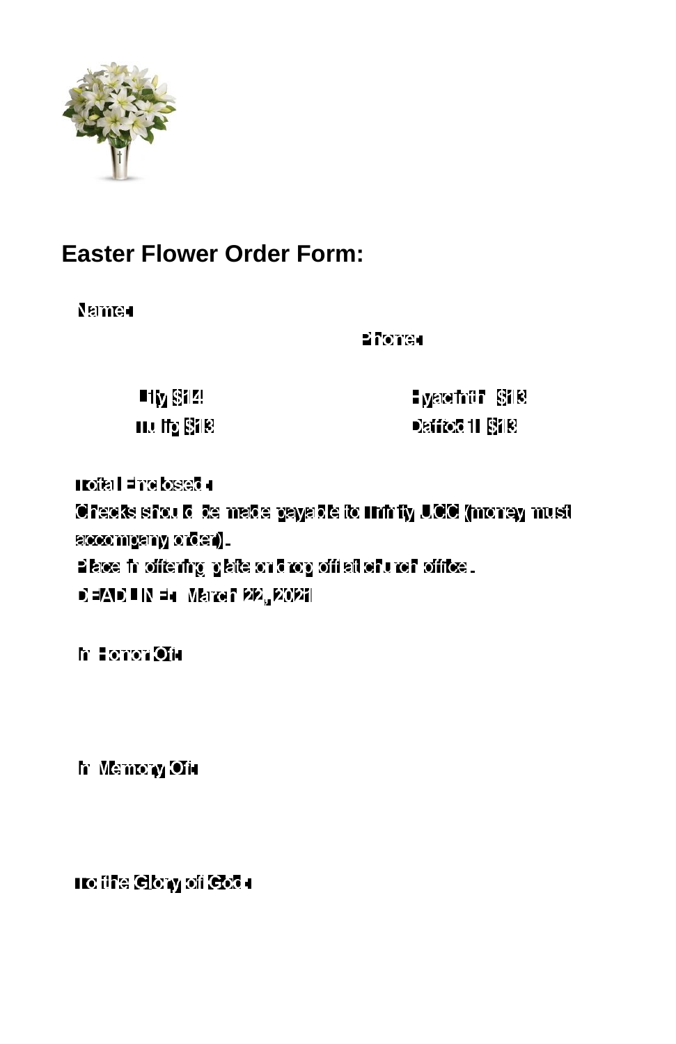## Easter Flower Order Form:

Name:

Phone:

| | |
|---|---|
| Lily $14 | Hyacinth $13 |
| Tulip $13 | Daffodil $13 |

Total Enclosed:

Checks should be made payable to Trinity UCC (money must accompany order).

Place in offering plate or drop off at church office.

DEADLINE: March 22, 2021

In Honor Of:

In Memory Of:

To the Glory of God: